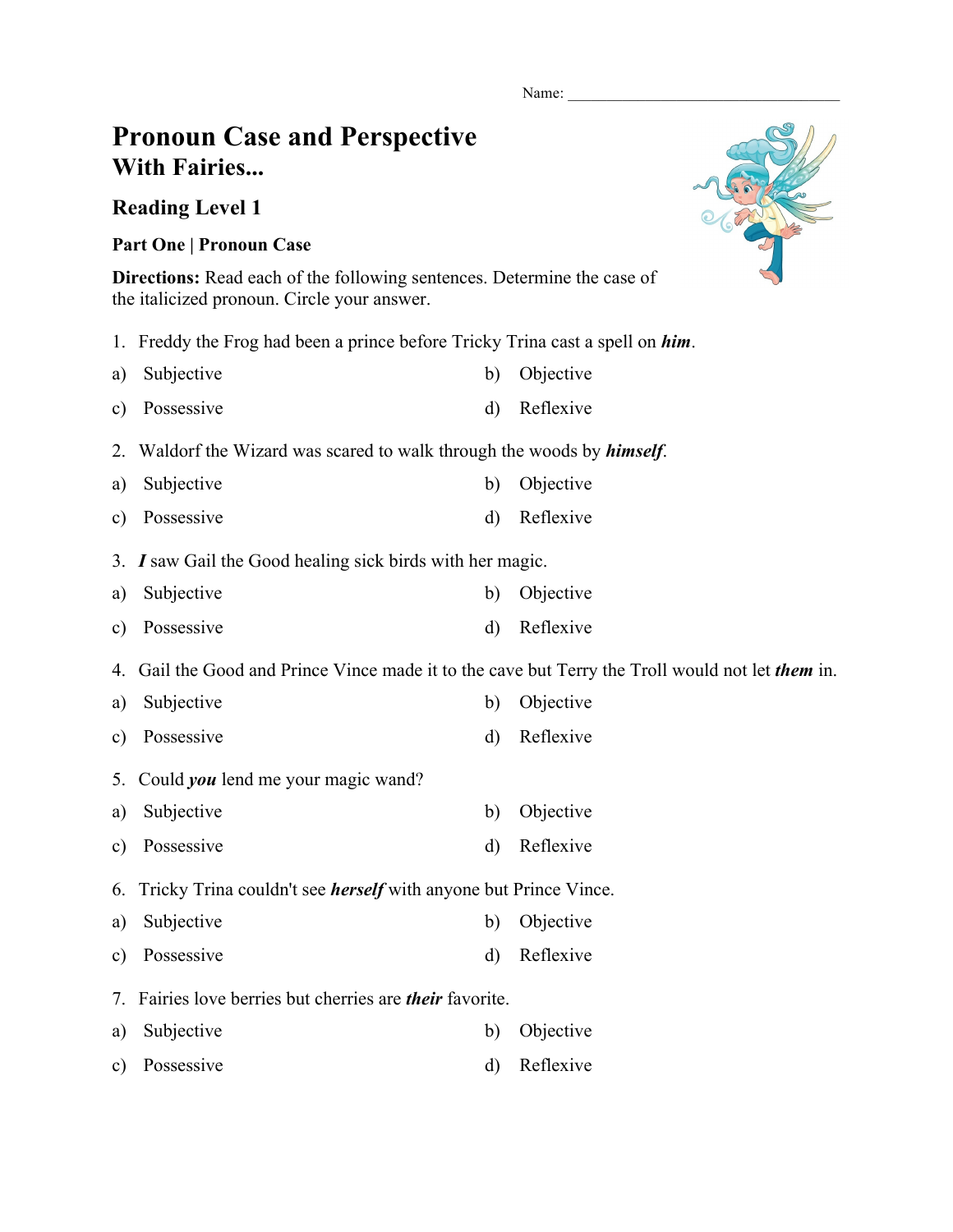Name: ________________________________

# Pronoun Case and Perspective
## With Fairies...

### Reading Level 1

**Part One | Pronoun Case**

**Directions:** Read each of the following sentences. Determine the case of the italicized pronoun. Circle your answer.

1. Freddy the Frog had been a prince before Tricky Trina cast a spell on ***him***.

a) Subjective
b) Objective
c) Possessive
d) Reflexive

2. Waldorf the Wizard was scared to walk through the woods by ***himself***.

a) Subjective
b) Objective
c) Possessive
d) Reflexive

3. ***I*** saw Gail the Good healing sick birds with her magic.

a) Subjective
b) Objective
c) Possessive
d) Reflexive

4. Gail the Good and Prince Vince made it to the cave but Terry the Troll would not let ***them*** in.

a) Subjective
b) Objective
c) Possessive
d) Reflexive

5. Could ***you*** lend me your magic wand?

a) Subjective
b) Objective
c) Possessive
d) Reflexive

6. Tricky Trina couldn't see ***herself*** with anyone but Prince Vince.

a) Subjective
b) Objective
c) Possessive
d) Reflexive

7. Fairies love berries but cherries are ***their*** favorite.

a) Subjective
b) Objective
c) Possessive
d) Reflexive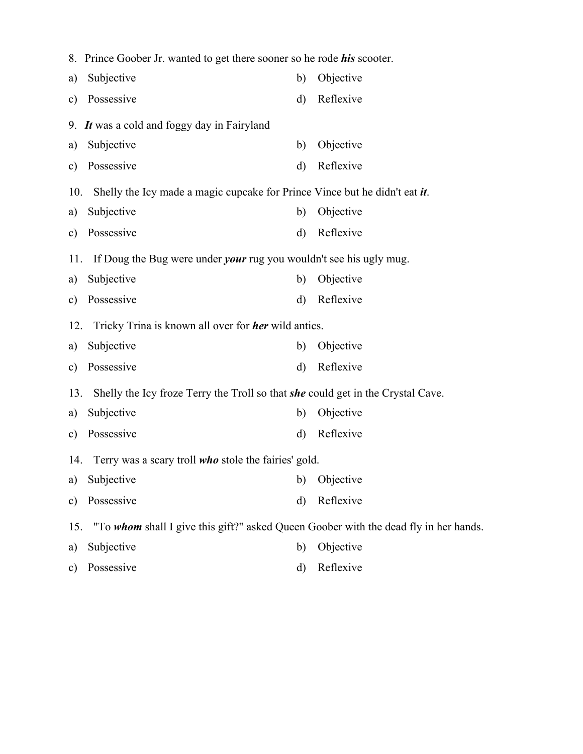8. Prince Goober Jr. wanted to get there sooner so he rode ***his*** scooter.

a) Subjective
b) Objective
c) Possessive
d) Reflexive

9. ***It*** was a cold and foggy day in Fairyland

a) Subjective
b) Objective
c) Possessive
d) Reflexive

10. Shelly the Icy made a magic cupcake for Prince Vince but he didn't eat ***it***.

a) Subjective
b) Objective
c) Possessive
d) Reflexive

11. If Doug the Bug were under ***your*** rug you wouldn't see his ugly mug.

a) Subjective
b) Objective
c) Possessive
d) Reflexive

12. Tricky Trina is known all over for ***her*** wild antics.

a) Subjective
b) Objective
c) Possessive
d) Reflexive

13. Shelly the Icy froze Terry the Troll so that ***she*** could get in the Crystal Cave.

a) Subjective
b) Objective
c) Possessive
d) Reflexive

14. Terry was a scary troll ***who*** stole the fairies' gold.

a) Subjective
b) Objective
c) Possessive
d) Reflexive

15. "To ***whom*** shall I give this gift?" asked Queen Goober with the dead fly in her hands.

a) Subjective
b) Objective
c) Possessive
d) Reflexive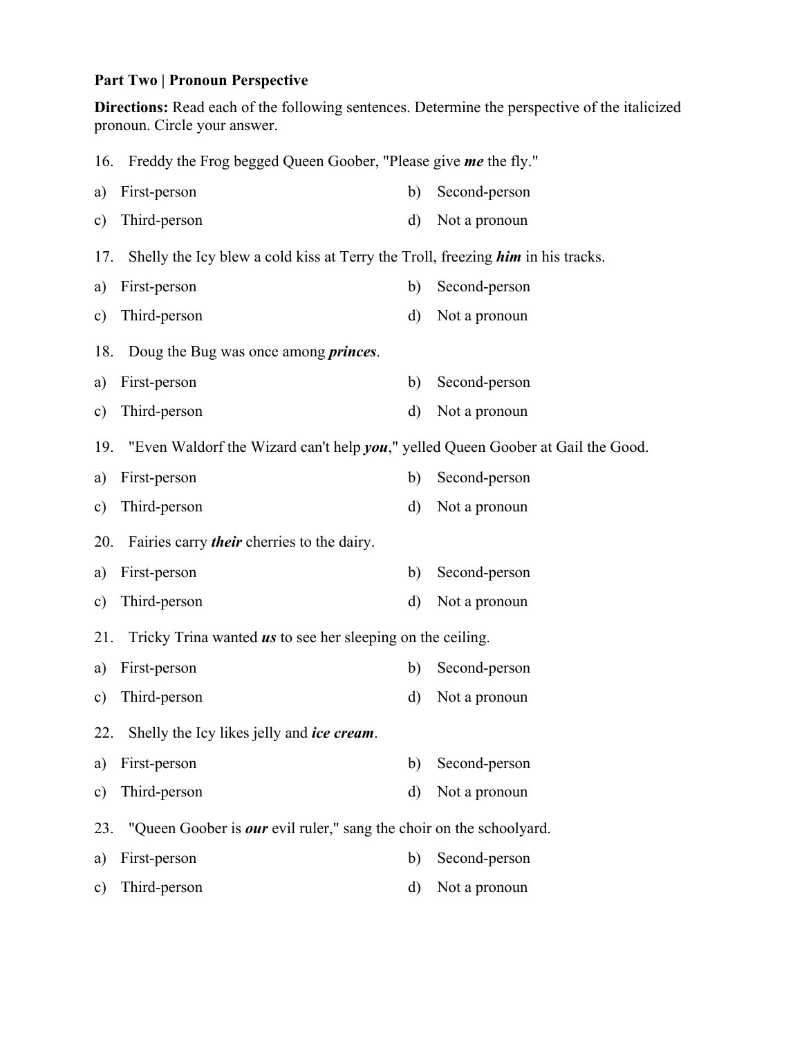**Part Two | Pronoun Perspective**

**Directions:** Read each of the following sentences. Determine the perspective of the italicized pronoun. Circle your answer.

16. Freddy the Frog begged Queen Goober, "Please give ***me*** the fly."

a) First-person  
b) Second-person  
c) Third-person  
d) Not a pronoun

17. Shelly the Icy blew a cold kiss at Terry the Troll, freezing ***him*** in his tracks.

a) First-person  
b) Second-person  
c) Third-person  
d) Not a pronoun

18. Doug the Bug was once among ***princes***.

a) First-person  
b) Second-person  
c) Third-person  
d) Not a pronoun

19. "Even Waldorf the Wizard can't help ***you***," yelled Queen Goober at Gail the Good.

a) First-person  
b) Second-person  
c) Third-person  
d) Not a pronoun

20. Fairies carry ***their*** cherries to the dairy.

a) First-person  
b) Second-person  
c) Third-person  
d) Not a pronoun

21. Tricky Trina wanted ***us*** to see her sleeping on the ceiling.

a) First-person  
b) Second-person  
c) Third-person  
d) Not a pronoun

22. Shelly the Icy likes jelly and ***ice cream***.

a) First-person  
b) Second-person  
c) Third-person  
d) Not a pronoun

23. "Queen Goober is ***our*** evil ruler," sang the choir on the schoolyard.

a) First-person  
b) Second-person  
c) Third-person  
d) Not a pronoun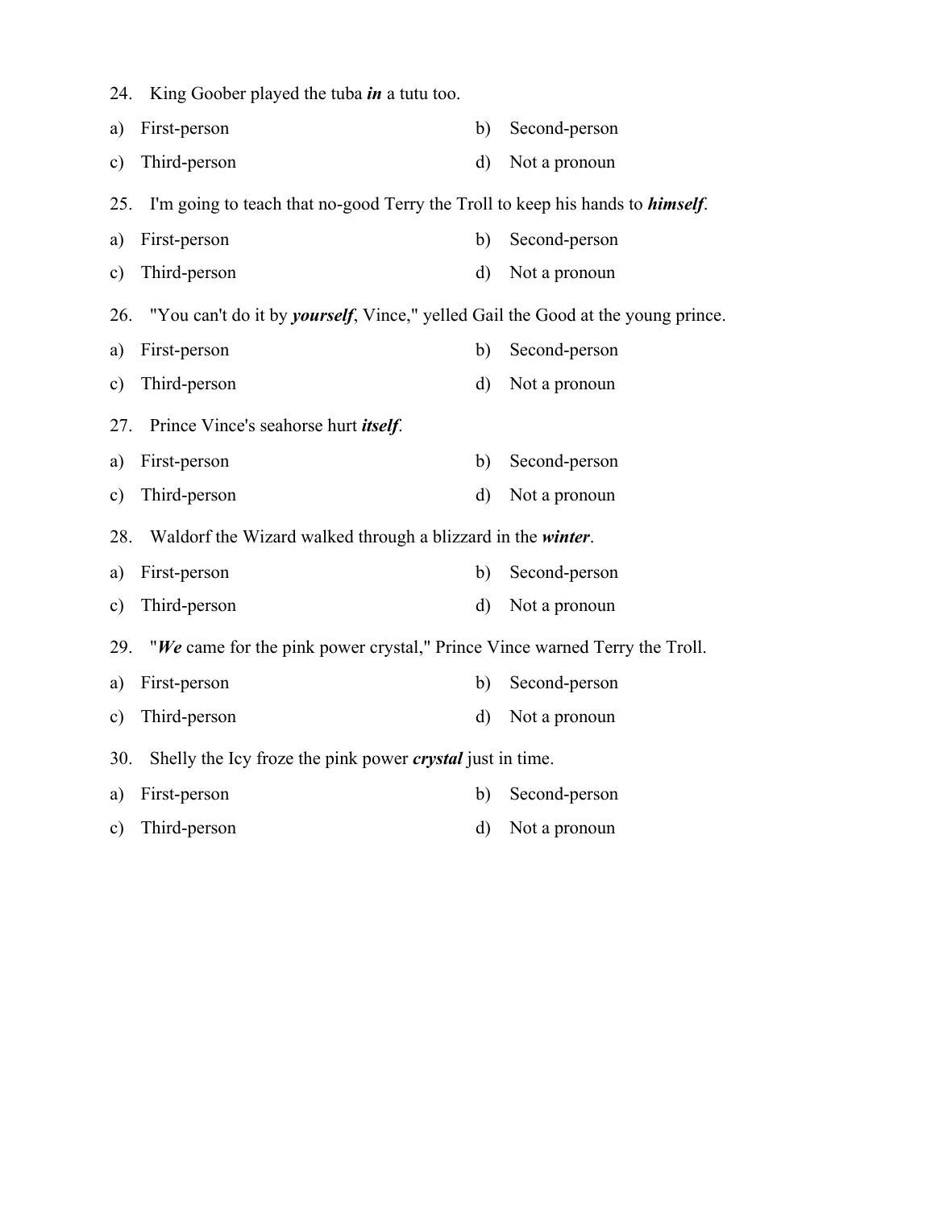24. King Goober played the tuba ***in*** a tutu too.

a) First-person
b) Second-person
c) Third-person
d) Not a pronoun

25. I'm going to teach that no-good Terry the Troll to keep his hands to ***himself***.

a) First-person
b) Second-person
c) Third-person
d) Not a pronoun

26. "You can't do it by ***yourself***, Vince," yelled Gail the Good at the young prince.

a) First-person
b) Second-person
c) Third-person
d) Not a pronoun

27. Prince Vince's seahorse hurt ***itself***.

a) First-person
b) Second-person
c) Third-person
d) Not a pronoun

28. Waldorf the Wizard walked through a blizzard in the ***winter***.

a) First-person
b) Second-person
c) Third-person
d) Not a pronoun

29. "***We*** came for the pink power crystal," Prince Vince warned Terry the Troll.

a) First-person
b) Second-person
c) Third-person
d) Not a pronoun

30. Shelly the Icy froze the pink power ***crystal*** just in time.

a) First-person
b) Second-person
c) Third-person
d) Not a pronoun